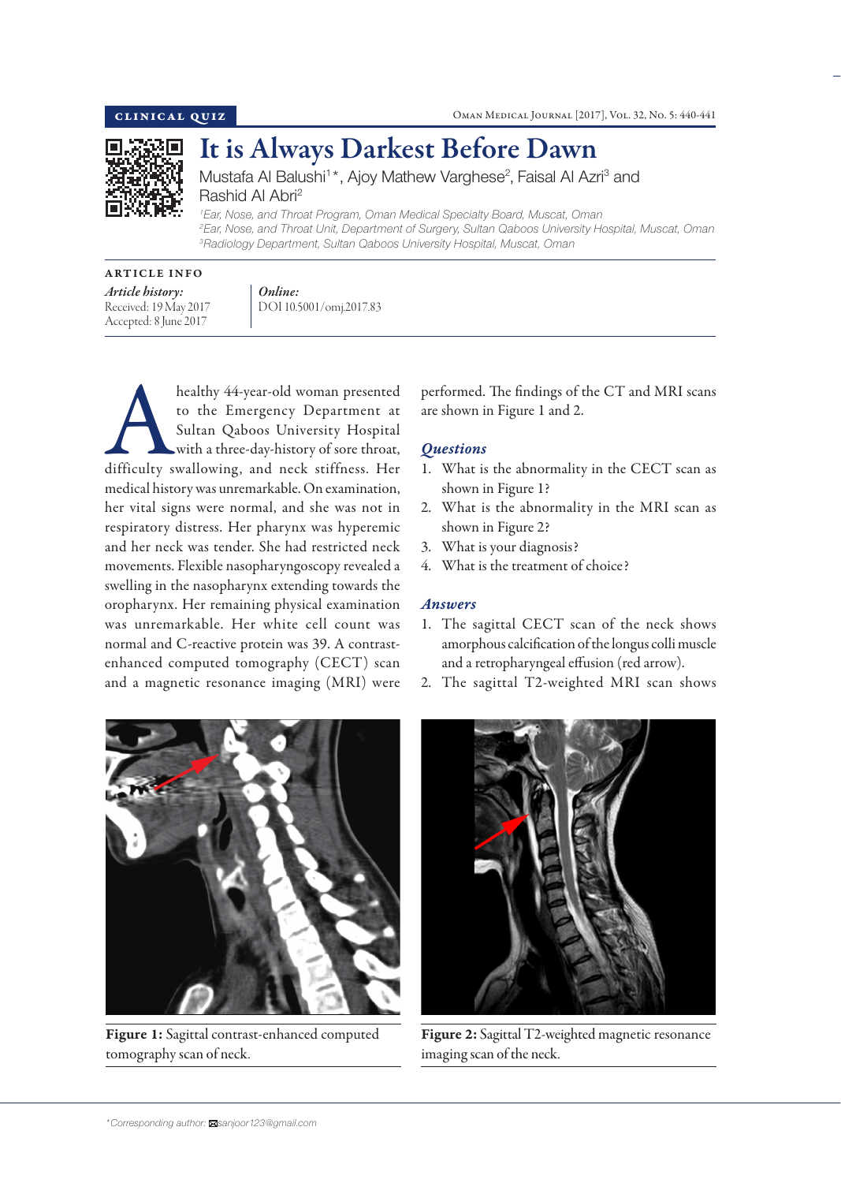Clinical Quiz

# It is Always Darkest Before Dawn

Mustafa Al Balushi[1]*, Ajoy Mathew Varghese[2], Faisal Al Azri[3] and Rashid Al Abri[2]

[1]Ear, Nose, and Throat Program, Oman Medical Specialty Board, Muscat, Oman
[2]Ear, Nose, and Throat Unit, Department of Surgery, Sultan Qaboos University Hospital, Muscat, Oman
[3]Radiology Department, Sultan Qaboos University Hospital, Muscat, Oman

## Article Info

*Article history:*
Received: 19 May 2017
Accepted: 8 June 2017

*Online:*
DOI 10.5001/omj.2017.83

A healthy 44-year-old woman presented to the Emergency Department at Sultan Qaboos University Hospital with a three-day-history of sore throat, difficulty swallowing, and neck stiffness. Her medical history was unremarkable. On examination, her vital signs were normal, and she was not in respiratory distress. Her pharynx was hyperemic and her neck was tender. She had restricted neck movements. Flexible nasopharyngoscopy revealed a swelling in the nasopharynx extending towards the oropharynx. Her remaining physical examination was unremarkable. Her white cell count was normal and C-reactive protein was 39. A contrast-enhanced computed tomography (CECT) scan and a magnetic resonance imaging (MRI) were performed. The findings of the CT and MRI scans are shown in Figure 1 and 2.

## *Questions*

1. What is the abnormality in the CECT scan as shown in Figure 1?
2. What is the abnormality in the MRI scan as shown in Figure 2?
3. What is your diagnosis?
4. What is the treatment of choice?

## *Answers*

1. The sagittal CECT scan of the neck shows amorphous calcification of the longus colli muscle and a retropharyngeal effusion (red arrow).
2. The sagittal T2-weighted MRI scan shows

**Figure 1:** Sagittal contrast-enhanced computed tomography scan of neck.

**Figure 2:** Sagittal T2-weighted magnetic resonance imaging scan of the neck.

*Corresponding author: sanjoor123@gmail.com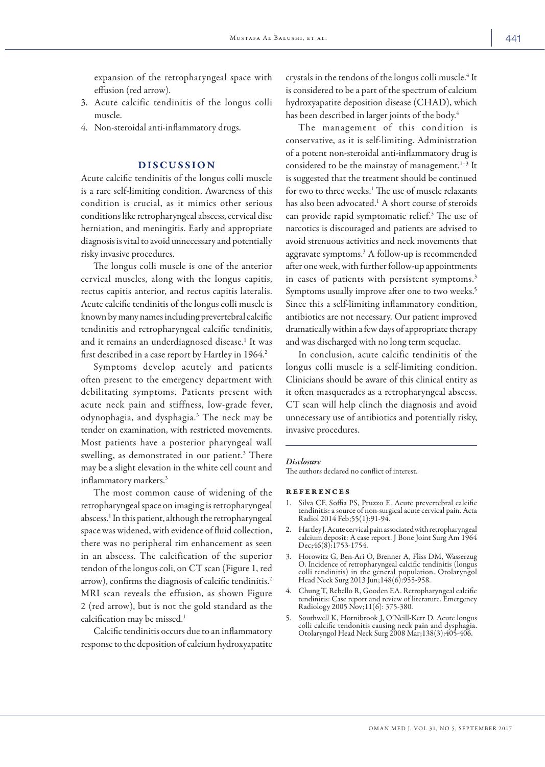expansion of the retropharyngeal space with effusion (red arrow).

3. Acute calcific tendinitis of the longus colli muscle.
4. Non-steroidal anti-inflammatory drugs.

## DISCUSSION

Acute calcific tendinitis of the longus colli muscle is a rare self-limiting condition. Awareness of this condition is crucial, as it mimics other serious conditions like retropharyngeal abscess, cervical disc herniation, and meningitis. Early and appropriate diagnosis is vital to avoid unnecessary and potentially risky invasive procedures.

The longus colli muscle is one of the anterior cervical muscles, along with the longus capitis, rectus capitis anterior, and rectus capitis lateralis. Acute calcific tendinitis of the longus colli muscle is known by many names including prevertebral calcific tendinitis and retropharyngeal calcific tendinitis, and it remains an underdiagnosed disease.[1] It was first described in a case report by Hartley in 1964.[2]

Symptoms develop acutely and patients often present to the emergency department with debilitating symptoms. Patients present with acute neck pain and stiffness, low-grade fever, odynophagia, and dysphagia.[3] The neck may be tender on examination, with restricted movements. Most patients have a posterior pharyngeal wall swelling, as demonstrated in our patient.[3] There may be a slight elevation in the white cell count and inflammatory markers.[3]

The most common cause of widening of the retropharyngeal space on imaging is retropharyngeal abscess.[1] In this patient, although the retropharyngeal space was widened, with evidence of fluid collection, there was no peripheral rim enhancement as seen in an abscess. The calcification of the superior tendon of the longus coli, on CT scan (Figure 1, red arrow), confirms the diagnosis of calcific tendinitis.[2] MRI scan reveals the effusion, as shown Figure 2 (red arrow), but is not the gold standard as the calcification may be missed.[1]

Calcific tendinitis occurs due to an inflammatory response to the deposition of calcium hydroxyapatite crystals in the tendons of the longus colli muscle.[4] It is considered to be a part of the spectrum of calcium hydroxyapatite deposition disease (CHAD), which has been described in larger joints of the body.[4]

The management of this condition is conservative, as it is self-limiting. Administration of a potent non-steroidal anti-inflammatory drug is considered to be the mainstay of management.[1–3] It is suggested that the treatment should be continued for two to three weeks.[1] The use of muscle relaxants has also been advocated.[1] A short course of steroids can provide rapid symptomatic relief.[3] The use of narcotics is discouraged and patients are advised to avoid strenuous activities and neck movements that aggravate symptoms.[3] A follow-up is recommended after one week, with further follow-up appointments in cases of patients with persistent symptoms.[3] Symptoms usually improve after one to two weeks.[5] Since this a self-limiting inflammatory condition, antibiotics are not necessary. Our patient improved dramatically within a few days of appropriate therapy and was discharged with no long term sequelae.

In conclusion, acute calcific tendinitis of the longus colli muscle is a self-limiting condition. Clinicians should be aware of this clinical entity as it often masquerades as a retropharyngeal abscess. CT scan will help clinch the diagnosis and avoid unnecessary use of antibiotics and potentially risky, invasive procedures.

*Disclosure*

The authors declared no conflict of interest.

## REFERENCES

1. Silva CF, Soffia PS, Pruzzo E. Acute prevertebral calcific tendinitis: a source of non-surgical acute cervical pain. Acta Radiol 2014 Feb;55(1):91-94.
2. Hartley J. Acute cervical pain associated with retropharyngeal calcium deposit: A case report. J Bone Joint Surg Am 1964 Dec;46(8):1753-1754.
3. Horowitz G, Ben-Ari O, Brenner A, Fliss DM, Wasserzug O. Incidence of retropharyngeal calcific tendinitis (longus colli tendinitis) in the general population. Otolaryngol Head Neck Surg 2013 Jun;148(6):955-958.
4. Chung T, Rebello R, Gooden EA. Retropharyngeal calcific tendinitis: Case report and review of literature. Emergency Radiology 2005 Nov;11(6): 375-380.
5. Southwell K, Hornibrook J, O'Neill-Kerr D. Acute longus colli calcific tendonitis causing neck pain and dysphagia. Otolaryngol Head Neck Surg 2008 Mar;138(3):405-406.